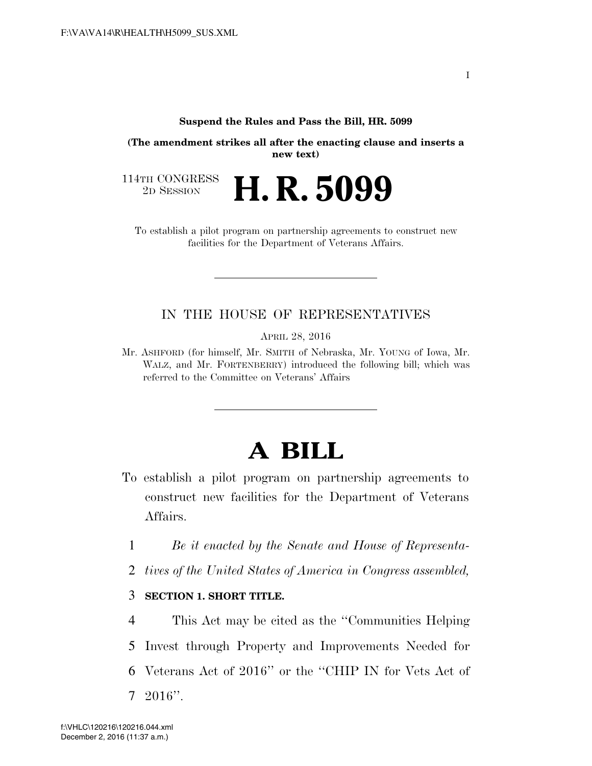**Suspend the Rules and Pass the Bill, HR. 5099**

**(The amendment strikes all after the enacting clause and inserts a new text)**

114TH CONGRESS
2D SESSION

# H. R. 5099

To establish a pilot program on partnership agreements to construct new facilities for the Department of Veterans Affairs.

IN THE HOUSE OF REPRESENTATIVES

APRIL 28, 2016

Mr. ASHFORD (for himself, Mr. SMITH of Nebraska, Mr. YOUNG of Iowa, Mr. WALZ, and Mr. FORTENBERRY) introduced the following bill; which was referred to the Committee on Veterans' Affairs

# A BILL

To establish a pilot program on partnership agreements to construct new facilities for the Department of Veterans Affairs.

1 *Be it enacted by the Senate and House of Representa-*
2 *tives of the United States of America in Congress assembled,*

3 **SECTION 1. SHORT TITLE.**

4 This Act may be cited as the "Communities Helping
5 Invest through Property and Improvements Needed for
6 Veterans Act of 2016" or the "CHIP IN for Vets Act of
7 2016".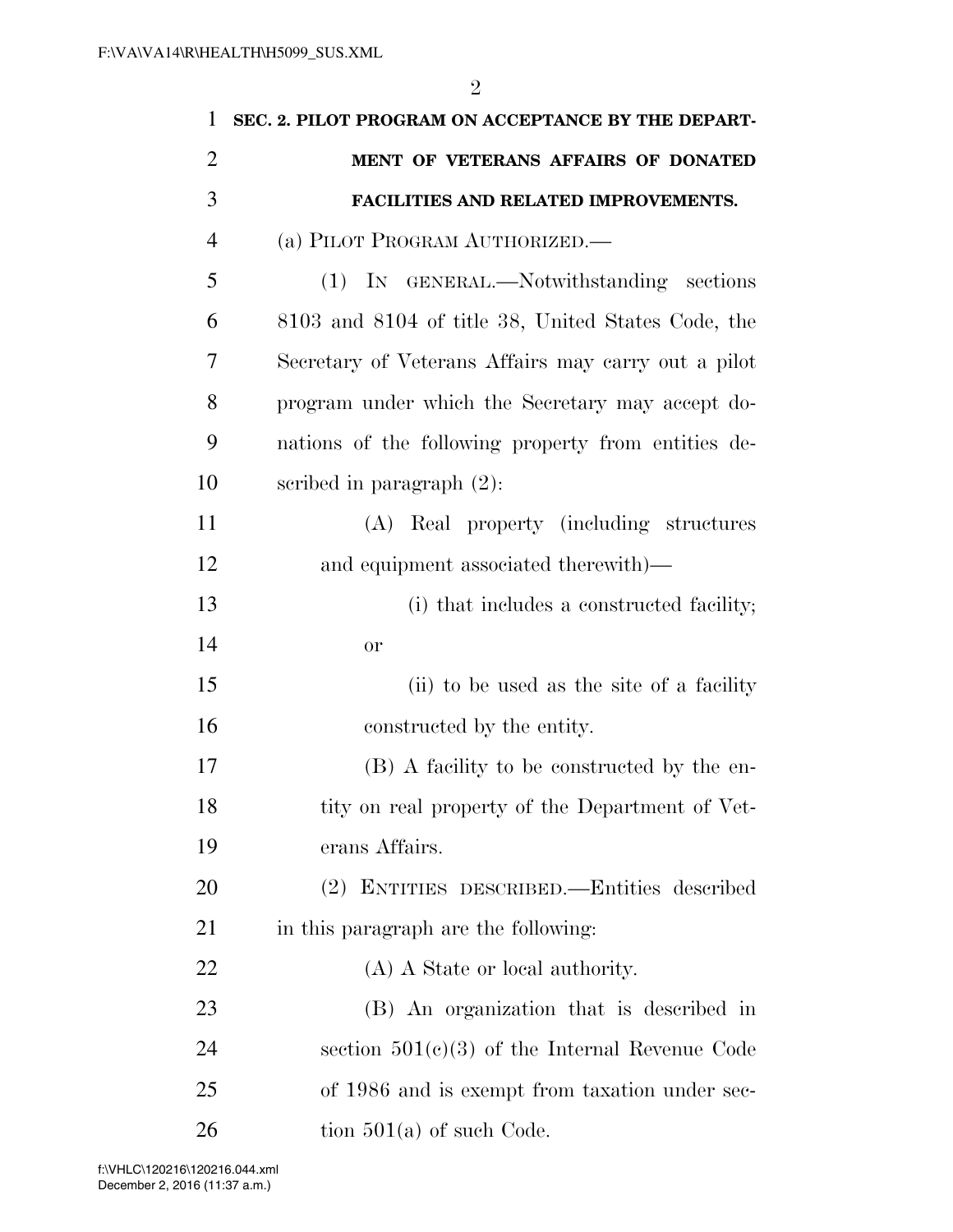**SEC. 2. PILOT PROGRAM ON ACCEPTANCE BY THE DEPARTMENT OF VETERANS AFFAIRS OF DONATED FACILITIES AND RELATED IMPROVEMENTS.**

(a) PILOT PROGRAM AUTHORIZED.—

(1) IN GENERAL.—Notwithstanding sections 8103 and 8104 of title 38, United States Code, the Secretary of Veterans Affairs may carry out a pilot program under which the Secretary may accept donations of the following property from entities described in paragraph (2):

(A) Real property (including structures and equipment associated therewith)—

(i) that includes a constructed facility; or

(ii) to be used as the site of a facility constructed by the entity.

(B) A facility to be constructed by the entity on real property of the Department of Veterans Affairs.

(2) ENTITIES DESCRIBED.—Entities described in this paragraph are the following:

(A) A State or local authority.

(B) An organization that is described in section 501(c)(3) of the Internal Revenue Code of 1986 and is exempt from taxation under section 501(a) of such Code.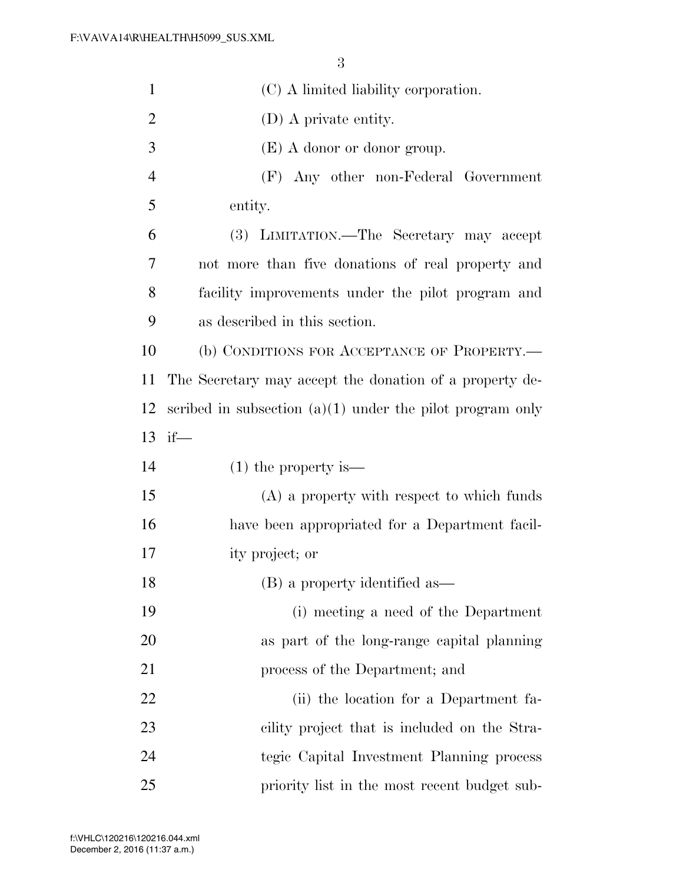(C) A limited liability corporation.

(D) A private entity.

(E) A donor or donor group.

(F) Any other non-Federal Government entity.

(3) LIMITATION.—The Secretary may accept not more than five donations of real property and facility improvements under the pilot program and as described in this section.

(b) CONDITIONS FOR ACCEPTANCE OF PROPERTY.—The Secretary may accept the donation of a property described in subsection (a)(1) under the pilot program only if—

(1) the property is—

(A) a property with respect to which funds have been appropriated for a Department facility project; or

(B) a property identified as—

(i) meeting a need of the Department as part of the long-range capital planning process of the Department; and

(ii) the location for a Department facility project that is included on the Strategic Capital Investment Planning process priority list in the most recent budget sub-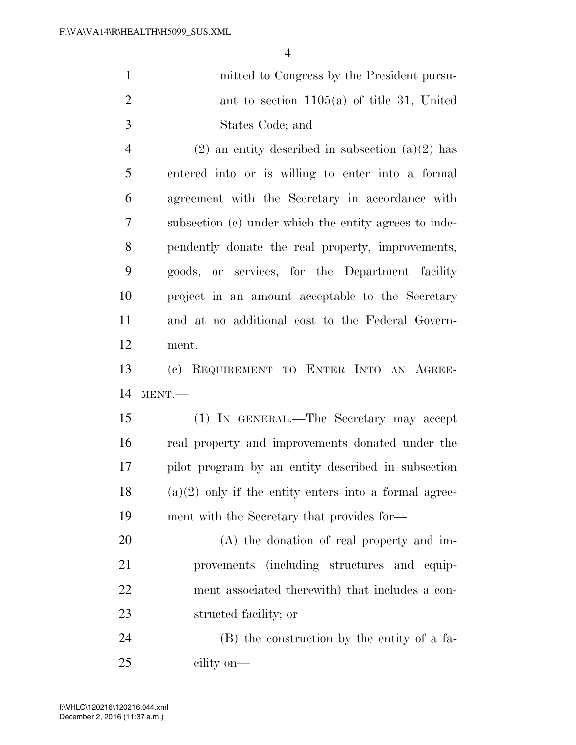mitted to Congress by the President pursuant to section 1105(a) of title 31, United States Code; and

(2) an entity described in subsection (a)(2) has entered into or is willing to enter into a formal agreement with the Secretary in accordance with subsection (c) under which the entity agrees to independently donate the real property, improvements, goods, or services, for the Department facility project in an amount acceptable to the Secretary and at no additional cost to the Federal Government.

(c) REQUIREMENT TO ENTER INTO AN AGREEMENT.—

(1) IN GENERAL.—The Secretary may accept real property and improvements donated under the pilot program by an entity described in subsection (a)(2) only if the entity enters into a formal agreement with the Secretary that provides for—

(A) the donation of real property and improvements (including structures and equipment associated therewith) that includes a constructed facility; or

(B) the construction by the entity of a facility on—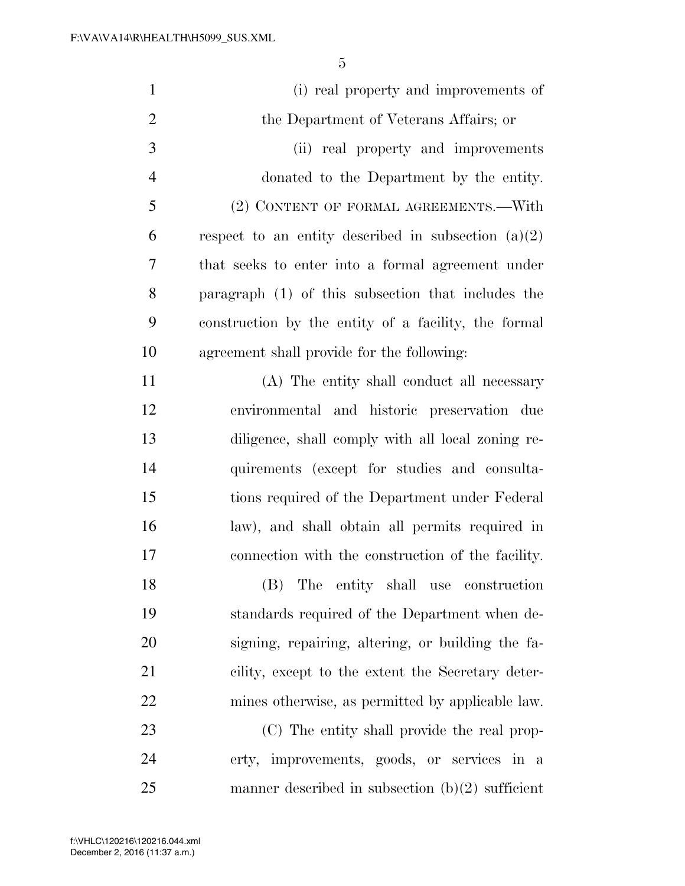(i) real property and improvements of the Department of Veterans Affairs; or

(ii) real property and improvements donated to the Department by the entity.

(2) CONTENT OF FORMAL AGREEMENTS.—With respect to an entity described in subsection (a)(2) that seeks to enter into a formal agreement under paragraph (1) of this subsection that includes the construction by the entity of a facility, the formal agreement shall provide for the following:

(A) The entity shall conduct all necessary environmental and historic preservation due diligence, shall comply with all local zoning requirements (except for studies and consultations required of the Department under Federal law), and shall obtain all permits required in connection with the construction of the facility.

(B) The entity shall use construction standards required of the Department when designing, repairing, altering, or building the facility, except to the extent the Secretary determines otherwise, as permitted by applicable law.

(C) The entity shall provide the real property, improvements, goods, or services in a manner described in subsection (b)(2) sufficient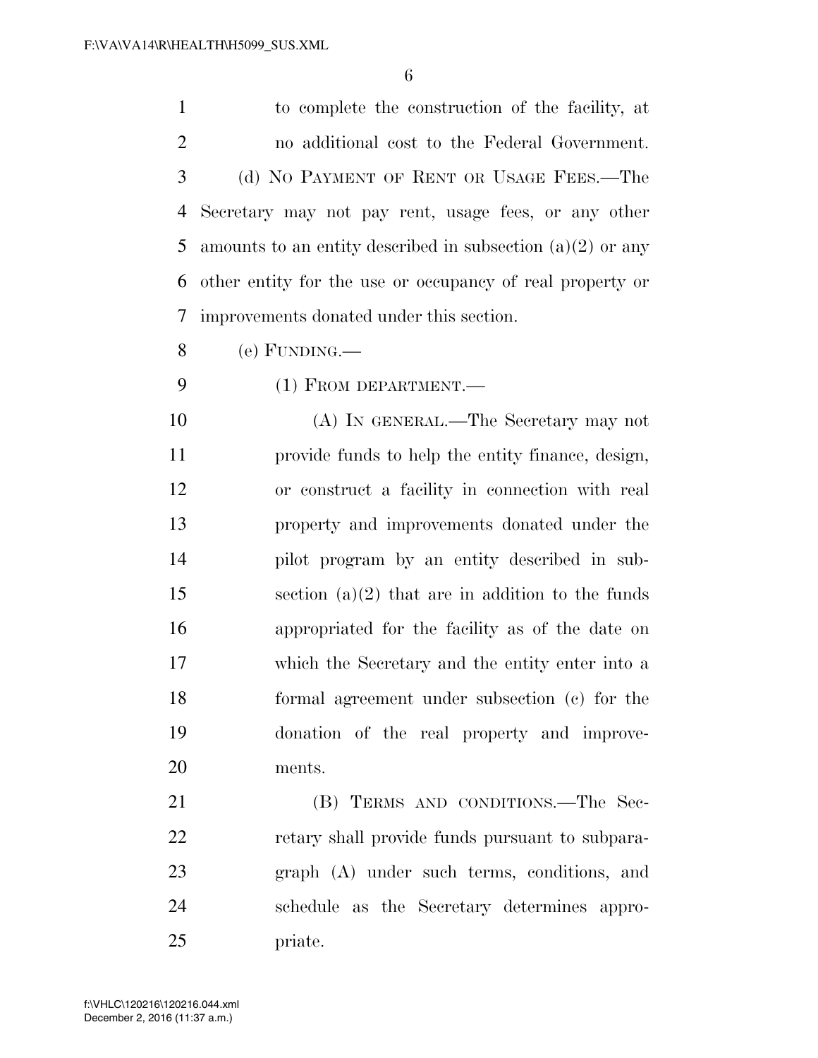to complete the construction of the facility, at no additional cost to the Federal Government.

(d) NO PAYMENT OF RENT OR USAGE FEES.—The Secretary may not pay rent, usage fees, or any other amounts to an entity described in subsection (a)(2) or any other entity for the use or occupancy of real property or improvements donated under this section.

(e) FUNDING.—

(1) FROM DEPARTMENT.—

(A) IN GENERAL.—The Secretary may not provide funds to help the entity finance, design, or construct a facility in connection with real property and improvements donated under the pilot program by an entity described in subsection (a)(2) that are in addition to the funds appropriated for the facility as of the date on which the Secretary and the entity enter into a formal agreement under subsection (c) for the donation of the real property and improvements.

(B) TERMS AND CONDITIONS.—The Secretary shall provide funds pursuant to subparagraph (A) under such terms, conditions, and schedule as the Secretary determines appropriate.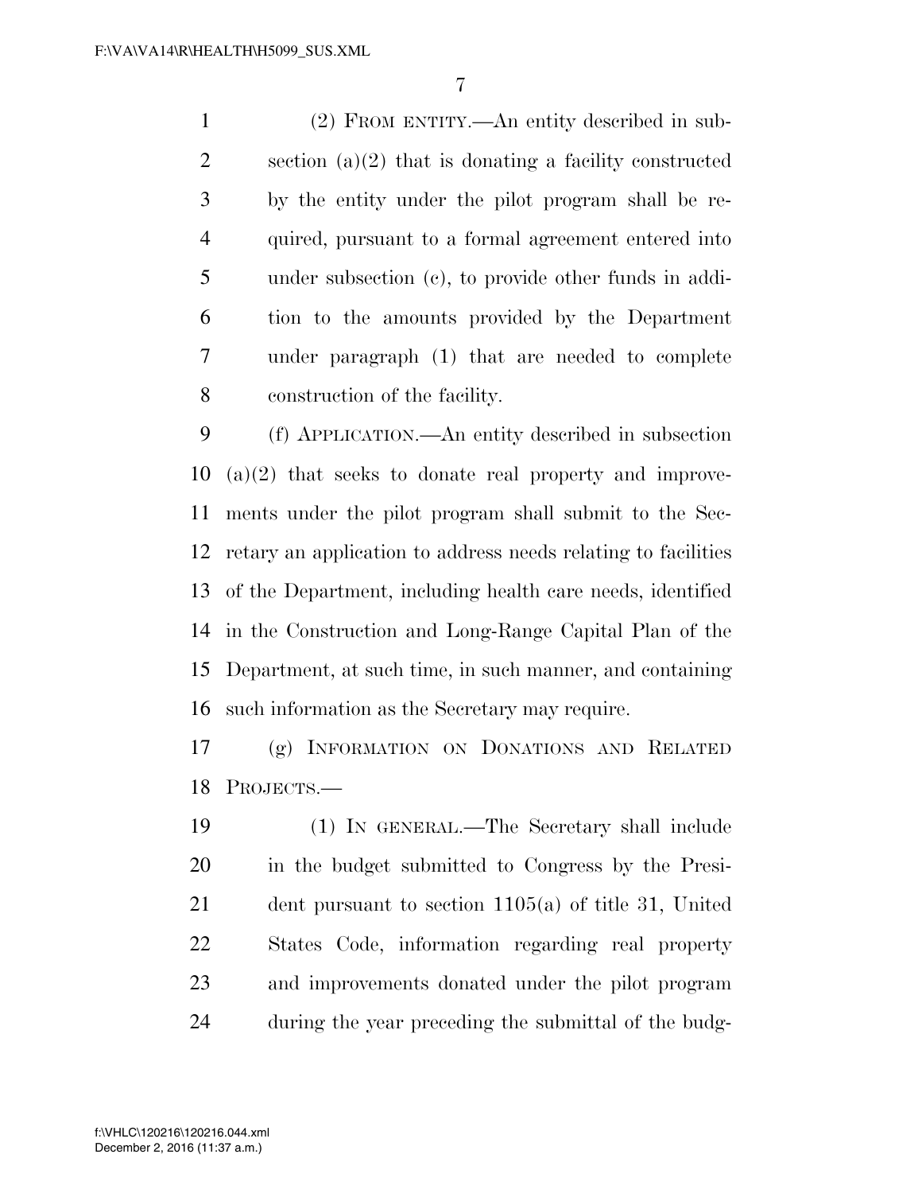(2) FROM ENTITY.—An entity described in subsection (a)(2) that is donating a facility constructed by the entity under the pilot program shall be required, pursuant to a formal agreement entered into under subsection (c), to provide other funds in addition to the amounts provided by the Department under paragraph (1) that are needed to complete construction of the facility.

(f) APPLICATION.—An entity described in subsection (a)(2) that seeks to donate real property and improvements under the pilot program shall submit to the Secretary an application to address needs relating to facilities of the Department, including health care needs, identified in the Construction and Long-Range Capital Plan of the Department, at such time, in such manner, and containing such information as the Secretary may require.

(g) INFORMATION ON DONATIONS AND RELATED PROJECTS.—

(1) IN GENERAL.—The Secretary shall include in the budget submitted to Congress by the President pursuant to section 1105(a) of title 31, United States Code, information regarding real property and improvements donated under the pilot program during the year preceding the submittal of the budg-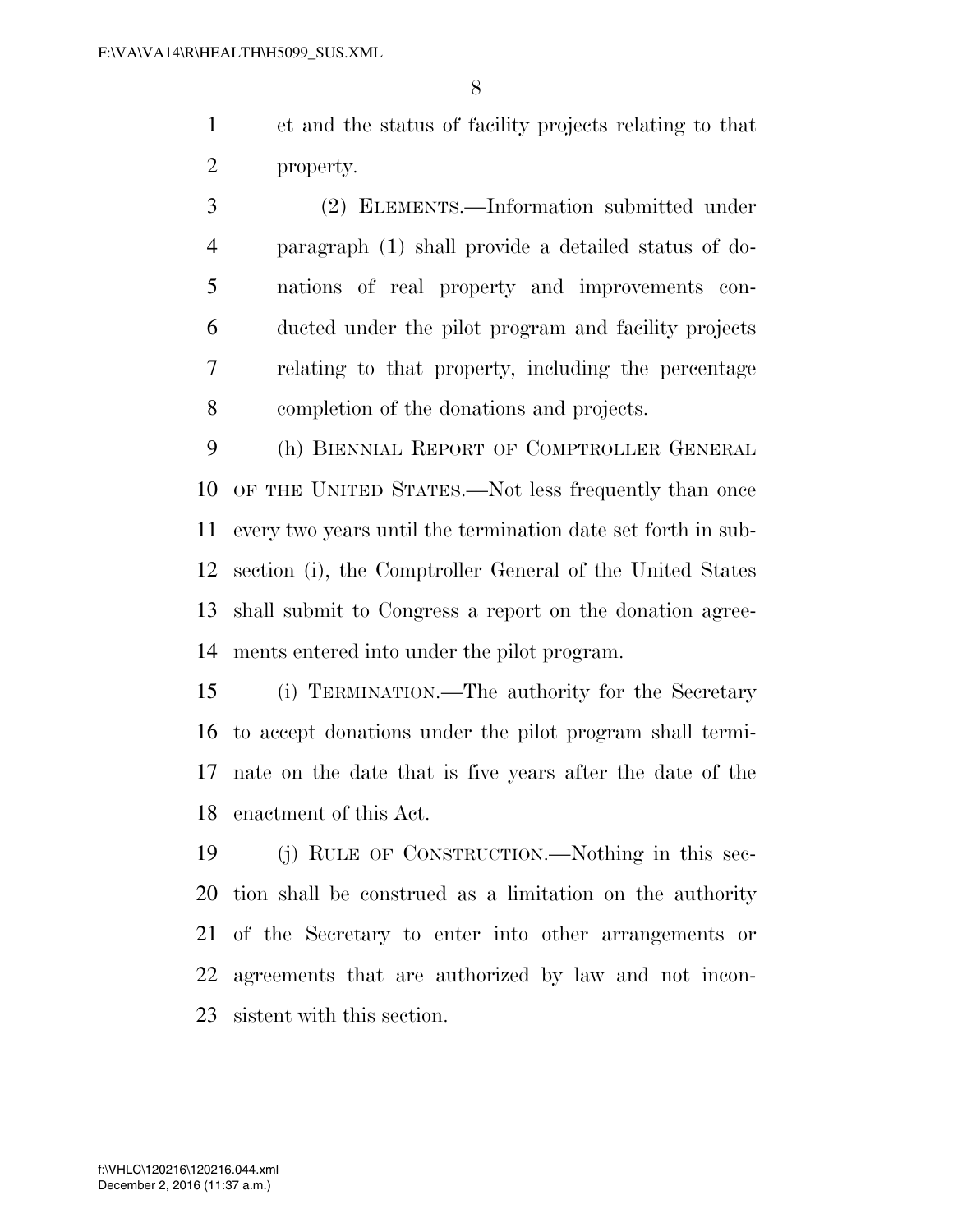et and the status of facility projects relating to that property.

(2) ELEMENTS.—Information submitted under paragraph (1) shall provide a detailed status of donations of real property and improvements conducted under the pilot program and facility projects relating to that property, including the percentage completion of the donations and projects.

(h) BIENNIAL REPORT OF COMPTROLLER GENERAL OF THE UNITED STATES.—Not less frequently than once every two years until the termination date set forth in subsection (i), the Comptroller General of the United States shall submit to Congress a report on the donation agreements entered into under the pilot program.

(i) TERMINATION.—The authority for the Secretary to accept donations under the pilot program shall terminate on the date that is five years after the date of the enactment of this Act.

(j) RULE OF CONSTRUCTION.—Nothing in this section shall be construed as a limitation on the authority of the Secretary to enter into other arrangements or agreements that are authorized by law and not inconsistent with this section.